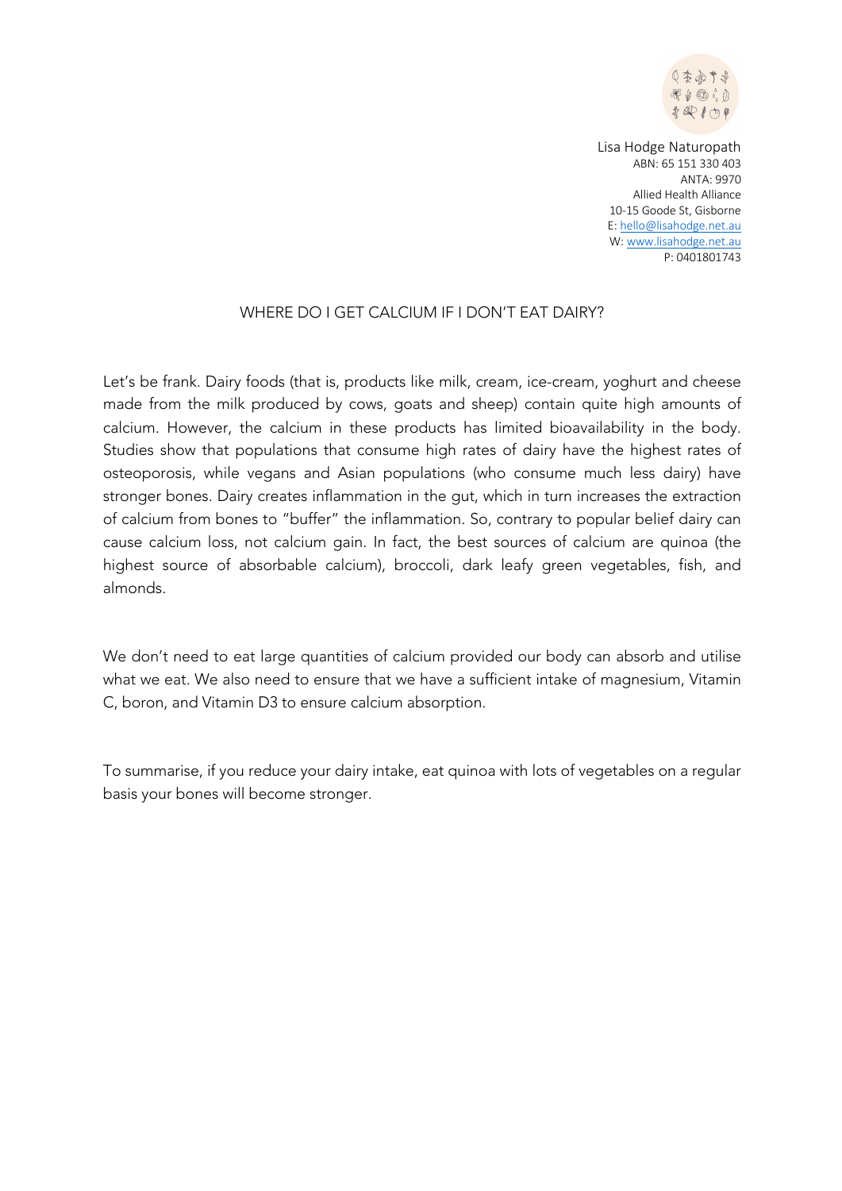Lisa Hodge Naturopath
ABN: 65 151 330 403
ANTA: 9970
Allied Health Alliance
10-15 Goode St, Gisborne
E: hello@lisahodge.net.au
W: www.lisahodge.net.au
P: 0401801743

# WHERE DO I GET CALCIUM IF I DON'T EAT DAIRY?

Let's be frank. Dairy foods (that is, products like milk, cream, ice-cream, yoghurt and cheese made from the milk produced by cows, goats and sheep) contain quite high amounts of calcium. However, the calcium in these products has limited bioavailability in the body. Studies show that populations that consume high rates of dairy have the highest rates of osteoporosis, while vegans and Asian populations (who consume much less dairy) have stronger bones. Dairy creates inflammation in the gut, which in turn increases the extraction of calcium from bones to "buffer" the inflammation. So, contrary to popular belief dairy can cause calcium loss, not calcium gain. In fact, the best sources of calcium are quinoa (the highest source of absorbable calcium), broccoli, dark leafy green vegetables, fish, and almonds.

We don't need to eat large quantities of calcium provided our body can absorb and utilise what we eat. We also need to ensure that we have a sufficient intake of magnesium, Vitamin C, boron, and Vitamin D3 to ensure calcium absorption.

To summarise, if you reduce your dairy intake, eat quinoa with lots of vegetables on a regular basis your bones will become stronger.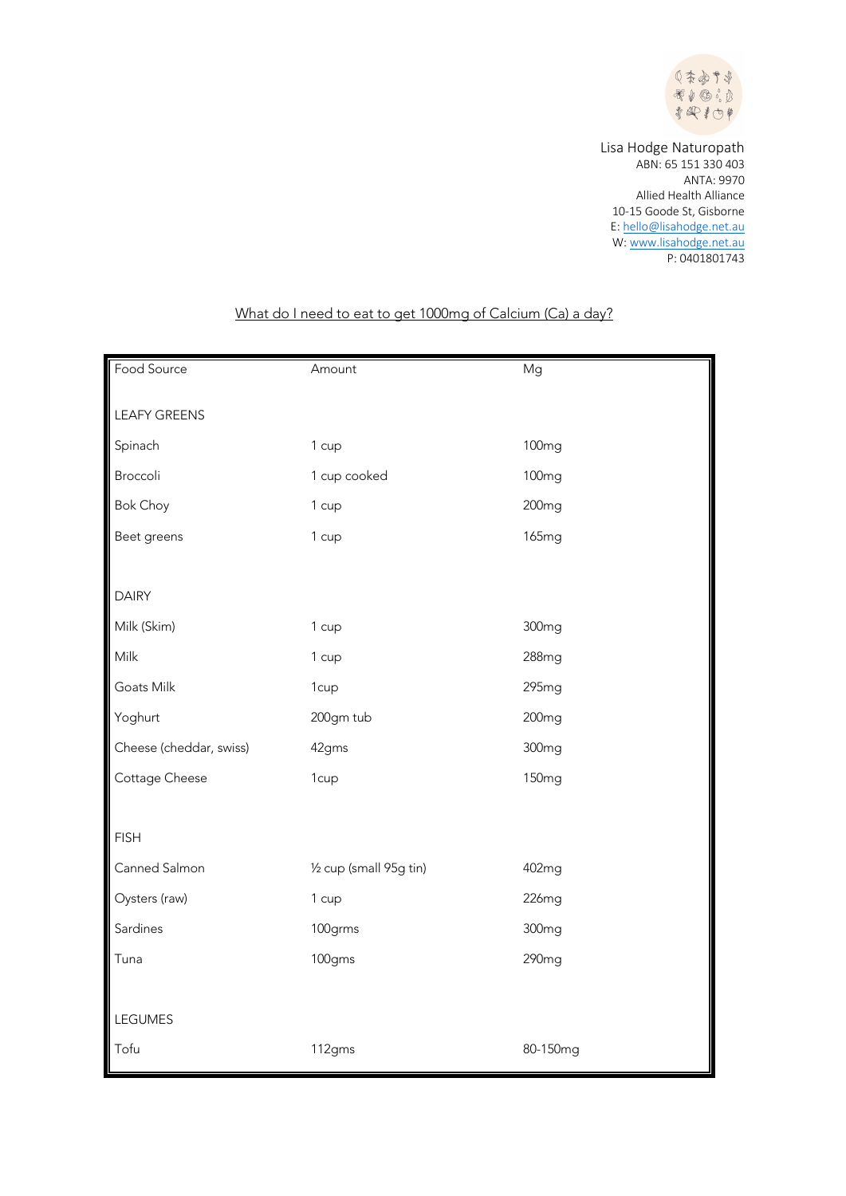Lisa Hodge Naturopath
ABN: 65 151 330 403
ANTA: 9970
Allied Health Alliance
10-15 Goode St, Gisborne
E: hello@lisahodge.net.au
W: www.lisahodge.net.au
P: 0401801743

## What do I need to eat to get 1000mg of Calcium (Ca) a day?

| Food Source | Amount | Mg |
|---|---|---|
| LEAFY GREENS | | |
| Spinach | 1 cup | 100mg |
| Broccoli | 1 cup cooked | 100mg |
| Bok Choy | 1 cup | 200mg |
| Beet greens | 1 cup | 165mg |
| DAIRY | | |
| Milk (Skim) | 1 cup | 300mg |
| Milk | 1 cup | 288mg |
| Goats Milk | 1cup | 295mg |
| Yoghurt | 200gm tub | 200mg |
| Cheese (cheddar, swiss) | 42gms | 300mg |
| Cottage Cheese | 1cup | 150mg |
| FISH | | |
| Canned Salmon | ½ cup (small 95g tin) | 402mg |
| Oysters (raw) | 1 cup | 226mg |
| Sardines | 100grms | 300mg |
| Tuna | 100gms | 290mg |
| LEGUMES | | |
| Tofu | 112gms | 80-150mg |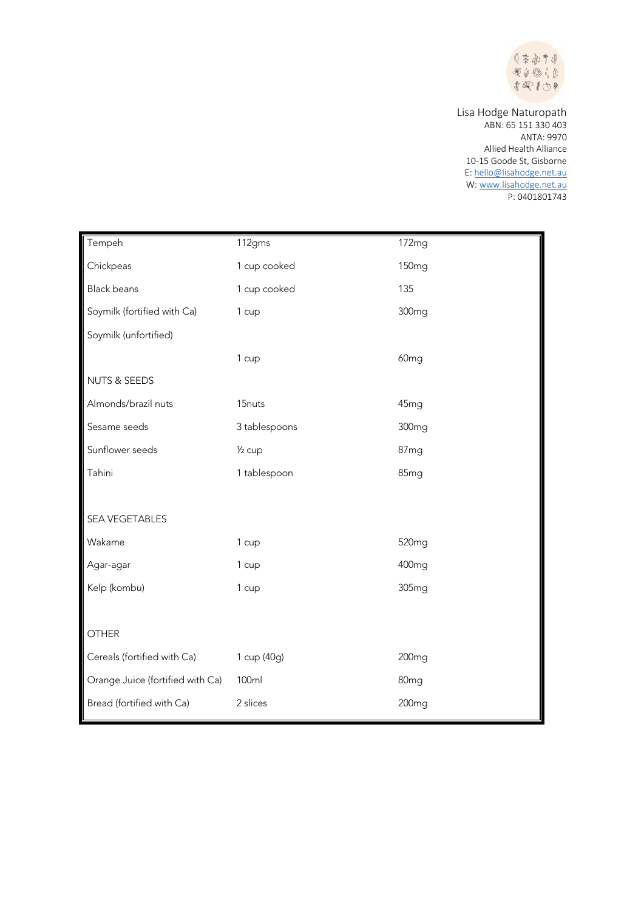Lisa Hodge Naturopath
ABN: 65 151 330 403
ANTA: 9970
Allied Health Alliance
10-15 Goode St, Gisborne
E: hello@lisahodge.net.au
W: www.lisahodge.net.au
P: 0401801743

| | | |
|---|---|---|
| Tempeh | 112gms | 172mg |
| Chickpeas | 1 cup cooked | 150mg |
| Black beans | 1 cup cooked | 135 |
| Soymilk (fortified with Ca) | 1 cup | 300mg |
| Soymilk (unfortified) | | |
| | 1 cup | 60mg |
| NUTS & SEEDS | | |
| Almonds/brazil nuts | 15nuts | 45mg |
| Sesame seeds | 3 tablespoons | 300mg |
| Sunflower seeds | ½ cup | 87mg |
| Tahini | 1 tablespoon | 85mg |
| | | |
| SEA VEGETABLES | | |
| Wakame | 1 cup | 520mg |
| Agar-agar | 1 cup | 400mg |
| Kelp (kombu) | 1 cup | 305mg |
| | | |
| OTHER | | |
| Cereals (fortified with Ca) | 1 cup (40g) | 200mg |
| Orange Juice (fortified with Ca) | 100ml | 80mg |
| Bread (fortified with Ca) | 2 slices | 200mg |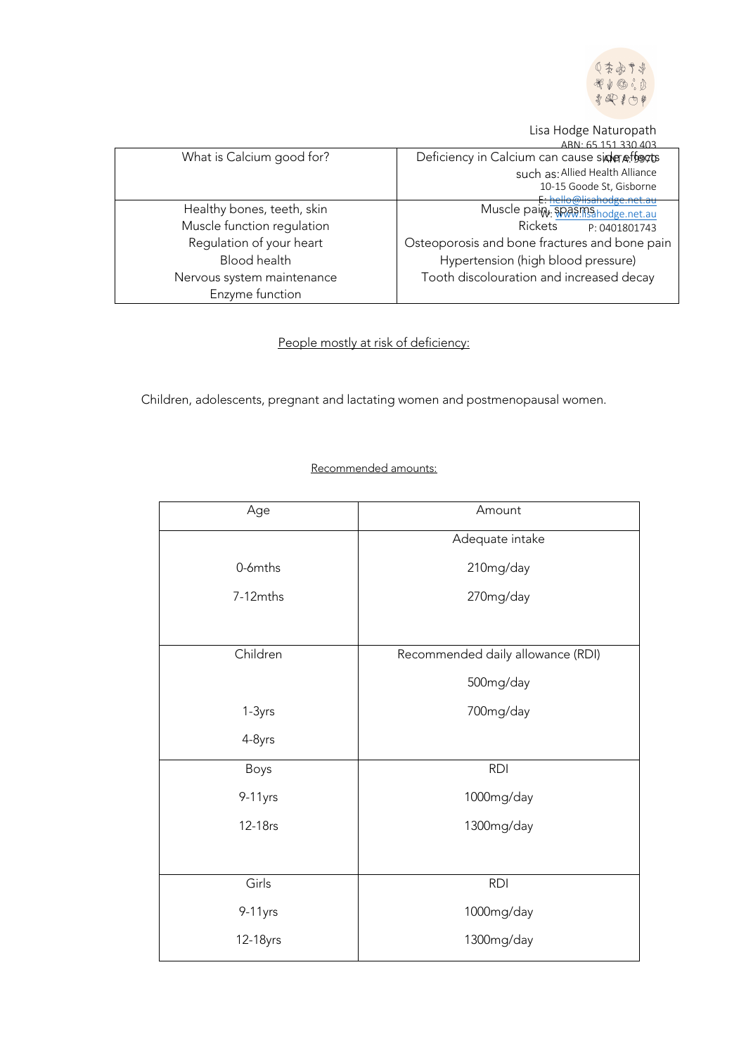| What is Calcium good for? | Deficiency in Calcium can cause side effects such as: |
|---|---|
| Healthy bones, teeth, skin<br>Muscle function regulation<br>Regulation of your heart<br>Blood health<br>Nervous system maintenance<br>Enzyme function | Muscle pain, spasms<br>Rickets<br>Osteoporosis and bone fractures and bone pain<br>Hypertension (high blood pressure)<br>Tooth discolouration and increased decay |

<u>People mostly at risk of deficiency:</u>

Children, adolescents, pregnant and lactating women and postmenopausal women.

<u>Recommended amounts:</u>

| Age | Amount |
|---|---|
| | Adequate intake |
| 0-6mths | 210mg/day |
| 7-12mths | 270mg/day |
| Children | Recommended daily allowance (RDI) |
| | 500mg/day |
| 1-3yrs | 700mg/day |
| 4-8yrs | |
| Boys | RDI |
| 9-11yrs | 1000mg/day |
| 12-18rs | 1300mg/day |
| Girls | RDI |
| 9-11yrs | 1000mg/day |
| 12-18yrs | 1300mg/day |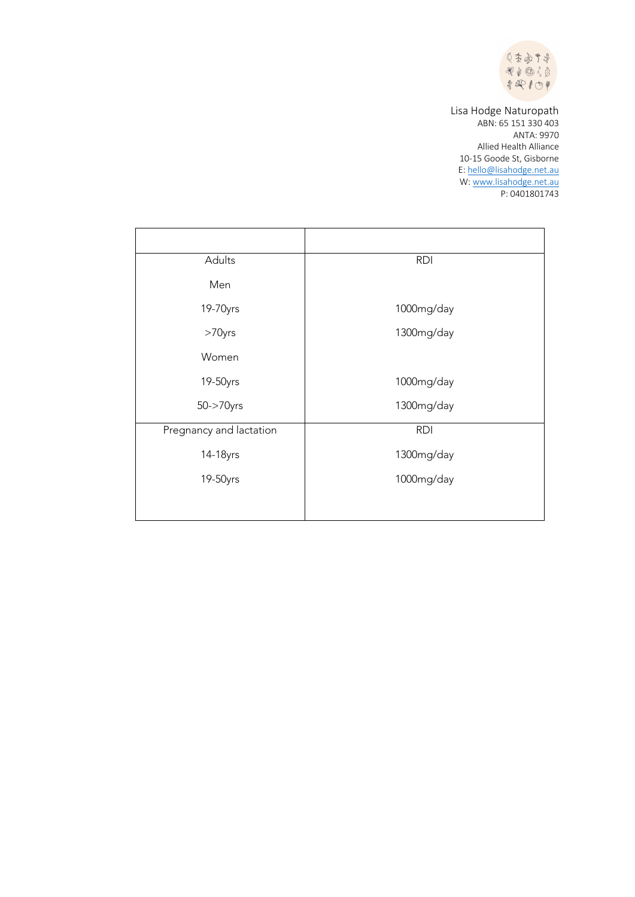Lisa Hodge Naturopath
ABN: 65 151 330 403
ANTA: 9970
Allied Health Alliance
10-15 Goode St, Gisborne
E: hello@lisahodge.net.au
W: www.lisahodge.net.au
P: 0401801743

| | |
|---|---|
| Adults | RDI |
| Men | |
| 19-70yrs | 1000mg/day |
| >70yrs | 1300mg/day |
| Women | |
| 19-50yrs | 1000mg/day |
| 50->70yrs | 1300mg/day |
| Pregnancy and lactation | RDI |
| 14-18yrs | 1300mg/day |
| 19-50yrs | 1000mg/day |